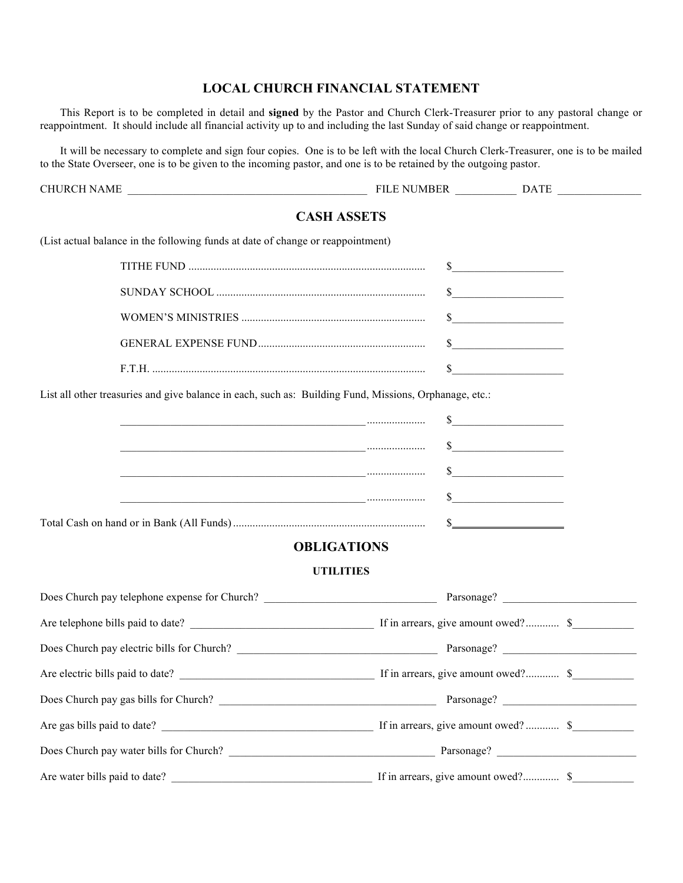# LOCAL CHURCH FINANCIAL STATEMENT

This Report is to be completed in detail and **signed** by the Pastor and Church Clerk-Treasurer prior to any pastoral change or reappointment. It should include all financial activity up to and including the last Sunday of said change or reappointment.

It will be necessary to complete and sign four copies. One is to be left with the local Church Clerk-Treasurer, one is to be mailed to the State Overseer, one is to be given to the incoming pastor, and one is to be retained by the outgoing pastor.

CHURCH NAME ____________________________________________ FILE NUMBER ___________ DATE _______________

## CASH ASSETS

(List actual balance in the following funds at date of change or reappointment)

TITHE FUND .................................................................................... $____________________

SUNDAY SCHOOL .......................................................................... $____________________

WOMEN'S MINISTRIES ................................................................. $____________________

GENERAL EXPENSE FUND........................................................... $____________________

F.T.H. ................................................................................................ $____________________

List all other treasuries and give balance in each, such as: Building Fund, Missions, Orphanage, etc.:

_____________________________________________ .................... $____________________

_____________________________________________ .................... $____________________

_____________________________________________ .................... $____________________

_____________________________________________ .................... $____________________

Total Cash on hand or in Bank (All Funds) ..................................................................... $____________________

## OBLIGATIONS

### UTILITIES

Does Church pay telephone expense for Church? _______________________________ Parsonage? ________________________

Are telephone bills paid to date? __________________________________ If in arrears, give amount owed?............ $___________

Does Church pay electric bills for Church? _____________________________________ Parsonage? ________________________

Are electric bills paid to date? _____________________________________ If in arrears, give amount owed?............ $___________

Does Church pay gas bills for Church? _________________________________________ Parsonage? ________________________

Are gas bills paid to date? _________________________________________ If in arrears, give amount owed? ............ $___________

Does Church pay water bills for Church? _______________________________________ Parsonage? _________________________

Are water bills paid to date? _______________________________________ If in arrears, give amount owed?............. $___________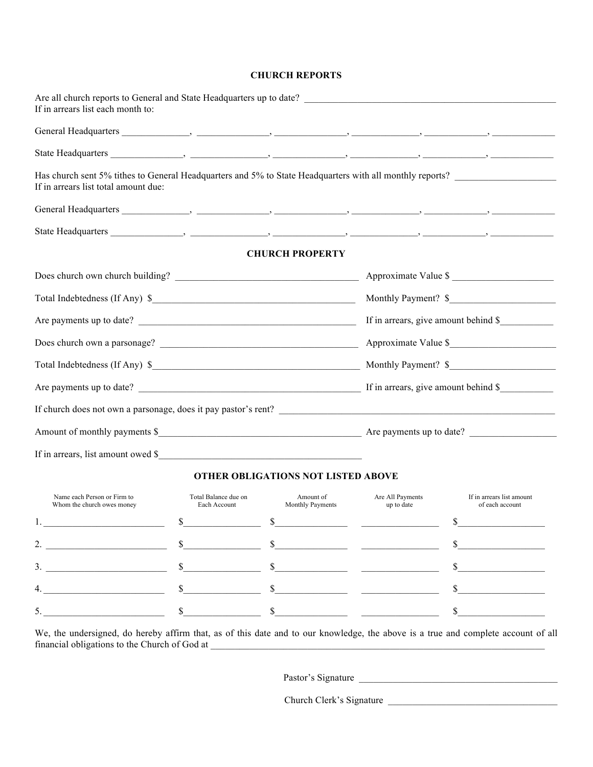## CHURCH REPORTS

Are all church reports to General and State Headquarters up to date? ____________________________________________________
If in arrears list each month to:

General Headquarters ______________, _______________, _______________, ______________, _____________, _____________

State Headquarters _______________, ________________, _______________, ______________, _____________, _____________

Has church sent 5% tithes to General Headquarters and 5% to State Headquarters with all monthly reports? _____________________
If in arrears list total amount due:

General Headquarters ______________, _______________, _______________, ______________, _____________, _____________

State Headquarters _______________, ________________, _______________, ______________, _____________, _____________

## CHURCH PROPERTY

Does church own church building? ______________________________________ Approximate Value $ _____________________

Total Indebtedness (If Any) $___________________________________________ Monthly Payment? $______________________

Are payments up to date? ______________________________________________ If in arrears, give amount behind $___________

Does church own a parsonage? __________________________________________ Approximate Value $______________________

Total Indebtedness (If Any) $___________________________________________ Monthly Payment? $______________________

Are payments up to date? ______________________________________________ If in arrears, give amount behind $___________

If church does not own a parsonage, does it pay pastor's rent? ____________________________________________________________

Amount of monthly payments $__________________________________________ Are payments up to date? __________________

If in arrears, list amount owed $__________________________________________

## OTHER OBLIGATIONS NOT LISTED ABOVE

| Name each Person or Firm to Whom the church owes money | Total Balance due on Each Account | Amount of Monthly Payments | Are All Payments up to date | If in arrears list amount of each account |
|---|---|---|---|---|
| 1. _________________________ | $________________ | $_______________ | ________________ | $__________________ |
| 2. _________________________ | $________________ | $_______________ | ________________ | $__________________ |
| 3. _________________________ | $________________ | $_______________ | ________________ | $__________________ |
| 4. _________________________ | $________________ | $_______________ | ________________ | $__________________ |
| 5. _________________________ | $________________ | $_______________ | ________________ | $__________________ |

We, the undersigned, do hereby affirm that, as of this date and to our knowledge, the above is a true and complete account of all financial obligations to the Church of God at ______________________________________________________________________

Pastor's Signature __________________________________________

Church Clerk's Signature ____________________________________